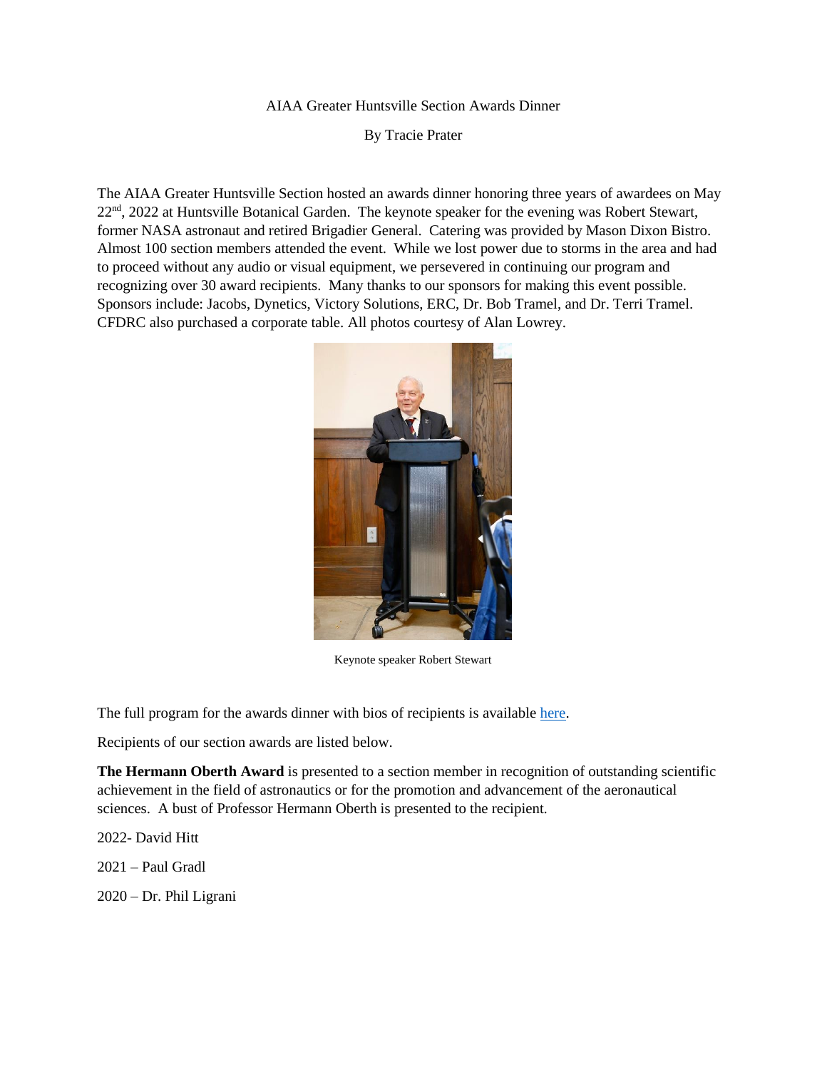# AIAA Greater Huntsville Section Awards Dinner

By Tracie Prater

The AIAA Greater Huntsville Section hosted an awards dinner honoring three years of awardees on May 22nd, 2022 at Huntsville Botanical Garden. The keynote speaker for the evening was Robert Stewart, former NASA astronaut and retired Brigadier General. Catering was provided by Mason Dixon Bistro. Almost 100 section members attended the event. While we lost power due to storms in the area and had to proceed without any audio or visual equipment, we persevered in continuing our program and recognizing over 30 award recipients. Many thanks to our sponsors for making this event possible. Sponsors include: Jacobs, Dynetics, Victory Solutions, ERC, Dr. Bob Tramel, and Dr. Terri Tramel. CFDRC also purchased a corporate table. All photos courtesy of Alan Lowrey.

Keynote speaker Robert Stewart

The full program for the awards dinner with bios of recipients is available here.

Recipients of our section awards are listed below.

**The Hermann Oberth Award** is presented to a section member in recognition of outstanding scientific achievement in the field of astronautics or for the promotion and advancement of the aeronautical sciences. A bust of Professor Hermann Oberth is presented to the recipient.

2022- David Hitt

2021 – Paul Gradl

2020 – Dr. Phil Ligrani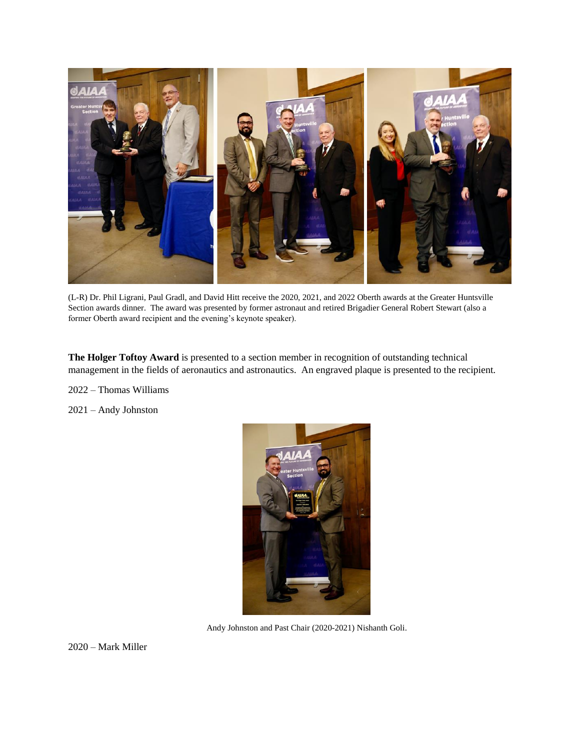(L-R) Dr. Phil Ligrani, Paul Gradl, and David Hitt receive the 2020, 2021, and 2022 Oberth awards at the Greater Huntsville Section awards dinner. The award was presented by former astronaut and retired Brigadier General Robert Stewart (also a former Oberth award recipient and the evening's keynote speaker).

**The Holger Toftoy Award** is presented to a section member in recognition of outstanding technical management in the fields of aeronautics and astronautics. An engraved plaque is presented to the recipient.

2022 – Thomas Williams

2021 – Andy Johnston

Andy Johnston and Past Chair (2020-2021) Nishanth Goli.

2020 – Mark Miller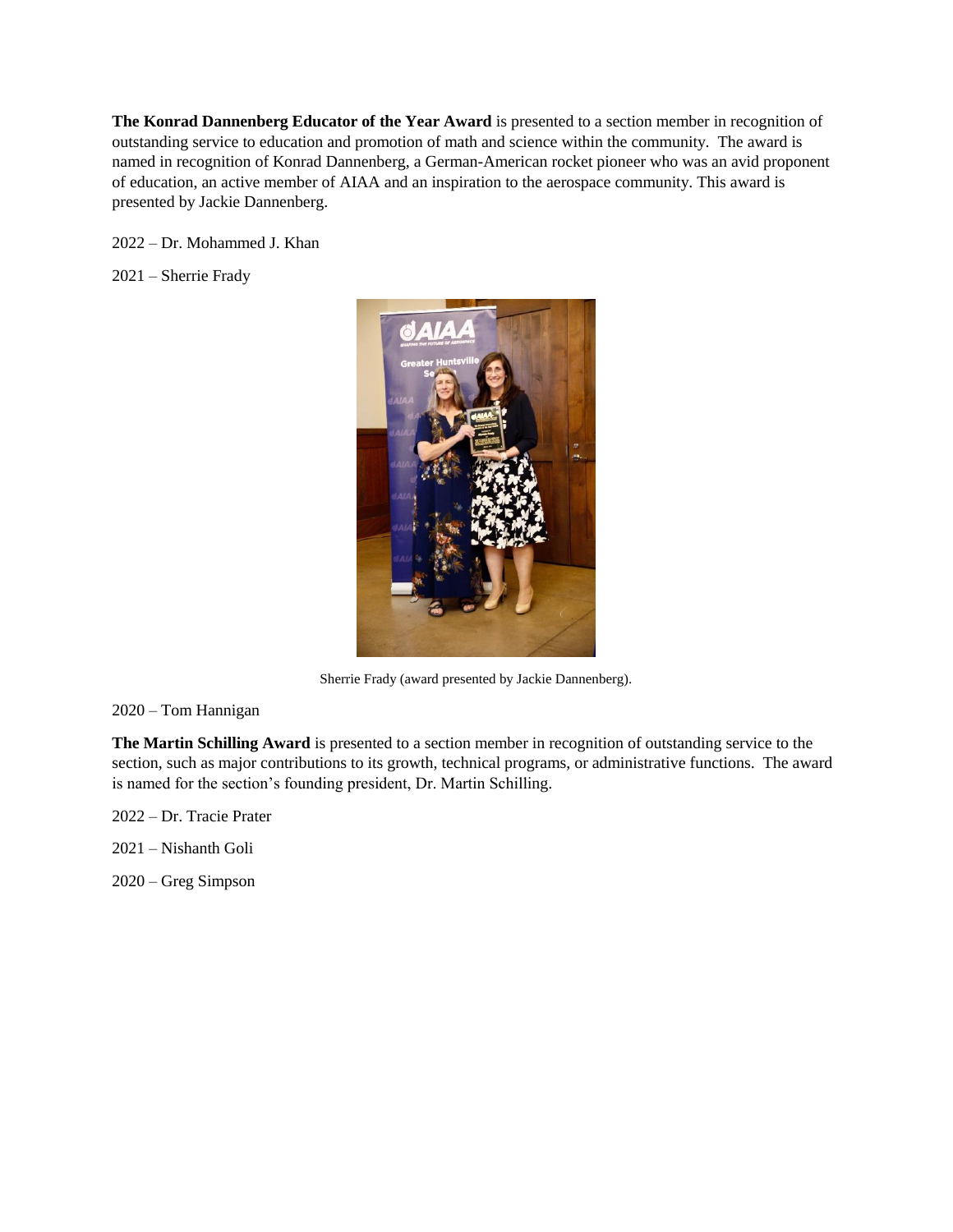**The Konrad Dannenberg Educator of the Year Award** is presented to a section member in recognition of outstanding service to education and promotion of math and science within the community. The award is named in recognition of Konrad Dannenberg, a German-American rocket pioneer who was an avid proponent of education, an active member of AIAA and an inspiration to the aerospace community. This award is presented by Jackie Dannenberg.

2022 – Dr. Mohammed J. Khan

2021 – Sherrie Frady

Sherrie Frady (award presented by Jackie Dannenberg).

2020 – Tom Hannigan

**The Martin Schilling Award** is presented to a section member in recognition of outstanding service to the section, such as major contributions to its growth, technical programs, or administrative functions. The award is named for the section's founding president, Dr. Martin Schilling.

2022 – Dr. Tracie Prater

2021 – Nishanth Goli

2020 – Greg Simpson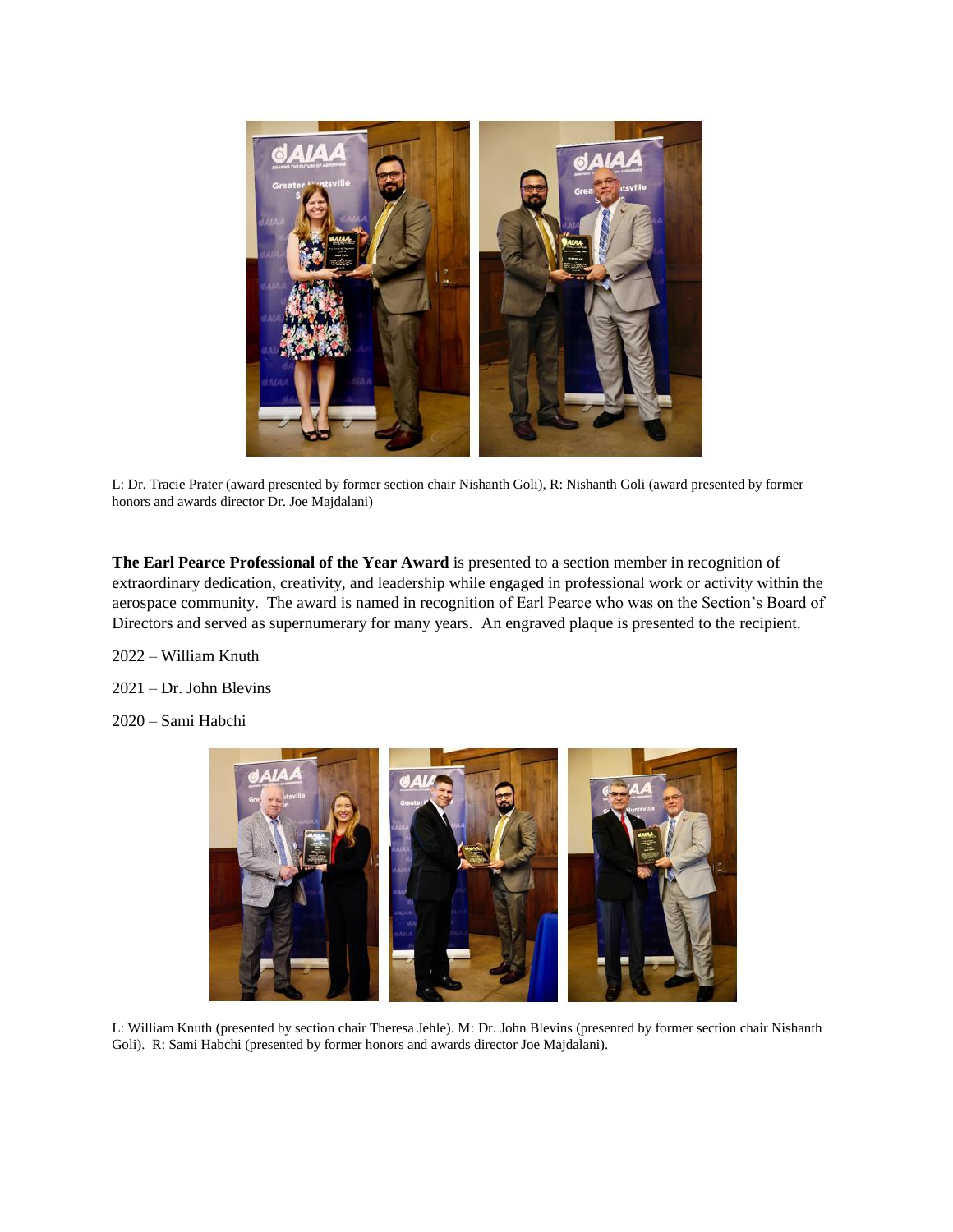L: Dr. Tracie Prater (award presented by former section chair Nishanth Goli), R: Nishanth Goli (award presented by former honors and awards director Dr. Joe Majdalani)

**The Earl Pearce Professional of the Year Award** is presented to a section member in recognition of extraordinary dedication, creativity, and leadership while engaged in professional work or activity within the aerospace community. The award is named in recognition of Earl Pearce who was on the Section's Board of Directors and served as supernumerary for many years. An engraved plaque is presented to the recipient.

2022 – William Knuth

2021 – Dr. John Blevins

2020 – Sami Habchi

L: William Knuth (presented by section chair Theresa Jehle). M: Dr. John Blevins (presented by former section chair Nishanth Goli). R: Sami Habchi (presented by former honors and awards director Joe Majdalani).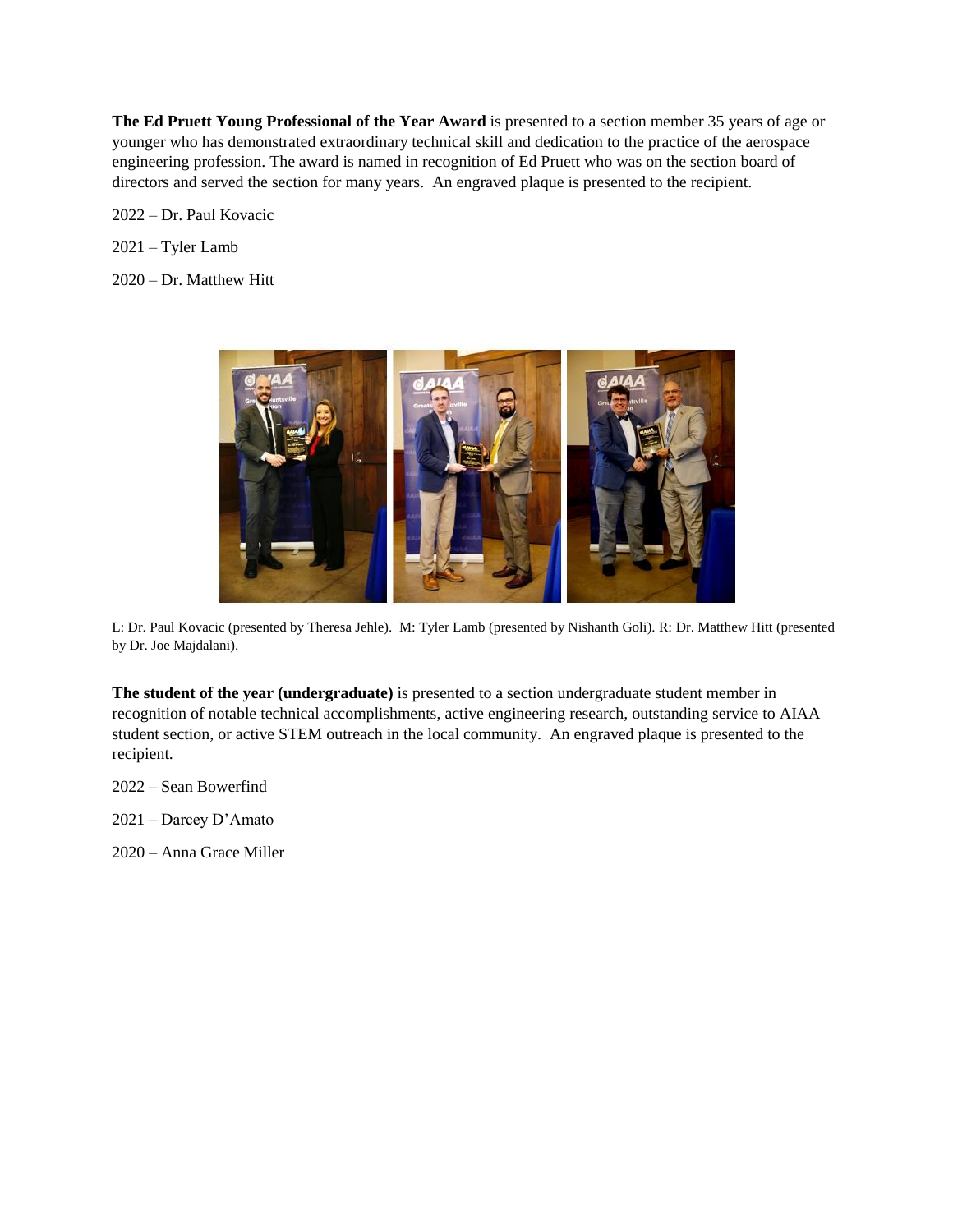**The Ed Pruett Young Professional of the Year Award** is presented to a section member 35 years of age or younger who has demonstrated extraordinary technical skill and dedication to the practice of the aerospace engineering profession. The award is named in recognition of Ed Pruett who was on the section board of directors and served the section for many years. An engraved plaque is presented to the recipient.

2022 – Dr. Paul Kovacic

2021 – Tyler Lamb

2020 – Dr. Matthew Hitt

L: Dr. Paul Kovacic (presented by Theresa Jehle). M: Tyler Lamb (presented by Nishanth Goli). R: Dr. Matthew Hitt (presented by Dr. Joe Majdalani).

**The student of the year (undergraduate)** is presented to a section undergraduate student member in recognition of notable technical accomplishments, active engineering research, outstanding service to AIAA student section, or active STEM outreach in the local community. An engraved plaque is presented to the recipient.

2022 – Sean Bowerfind

2021 – Darcey D'Amato

2020 – Anna Grace Miller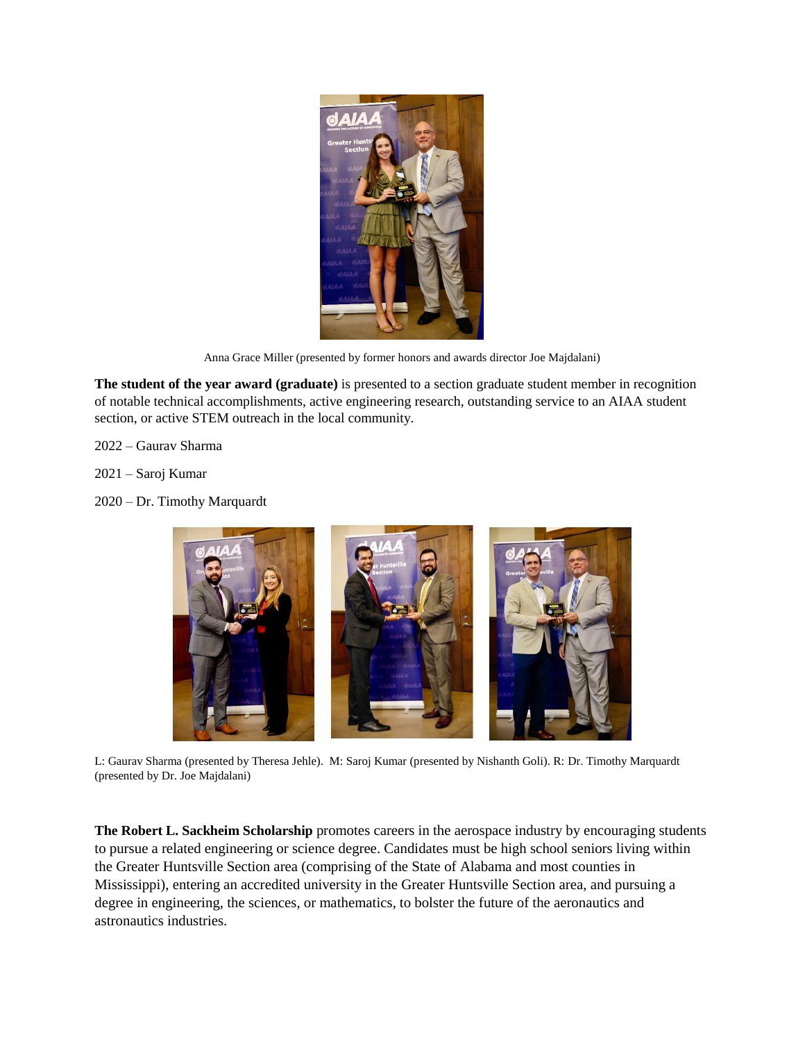Anna Grace Miller (presented by former honors and awards director Joe Majdalani)

**The student of the year award (graduate)** is presented to a section graduate student member in recognition of notable technical accomplishments, active engineering research, outstanding service to an AIAA student section, or active STEM outreach in the local community.

2022 – Gaurav Sharma

2021 – Saroj Kumar

2020 – Dr. Timothy Marquardt

L: Gaurav Sharma (presented by Theresa Jehle). M: Saroj Kumar (presented by Nishanth Goli). R: Dr. Timothy Marquardt (presented by Dr. Joe Majdalani)

**The Robert L. Sackheim Scholarship** promotes careers in the aerospace industry by encouraging students to pursue a related engineering or science degree. Candidates must be high school seniors living within the Greater Huntsville Section area (comprising of the State of Alabama and most counties in Mississippi), entering an accredited university in the Greater Huntsville Section area, and pursuing a degree in engineering, the sciences, or mathematics, to bolster the future of the aeronautics and astronautics industries.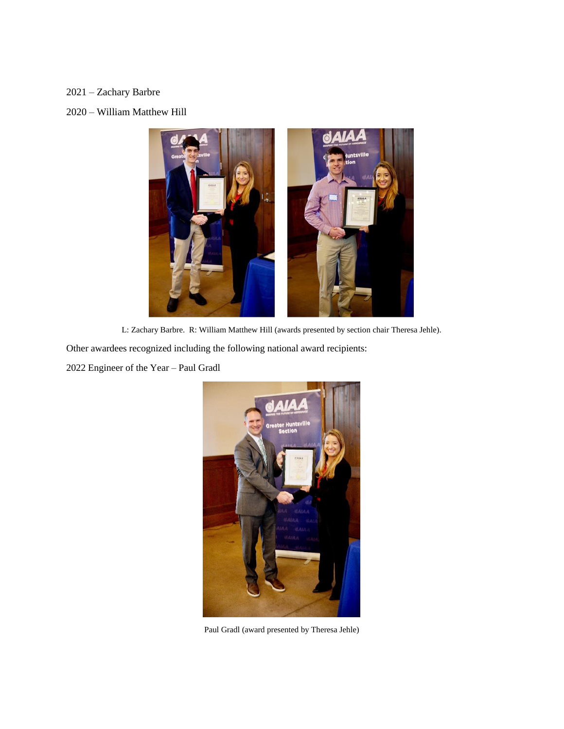2021 – Zachary Barbre

2020 – William Matthew Hill

L: Zachary Barbre. R: William Matthew Hill (awards presented by section chair Theresa Jehle).

Other awardees recognized including the following national award recipients:

2022 Engineer of the Year – Paul Gradl

Paul Gradl (award presented by Theresa Jehle)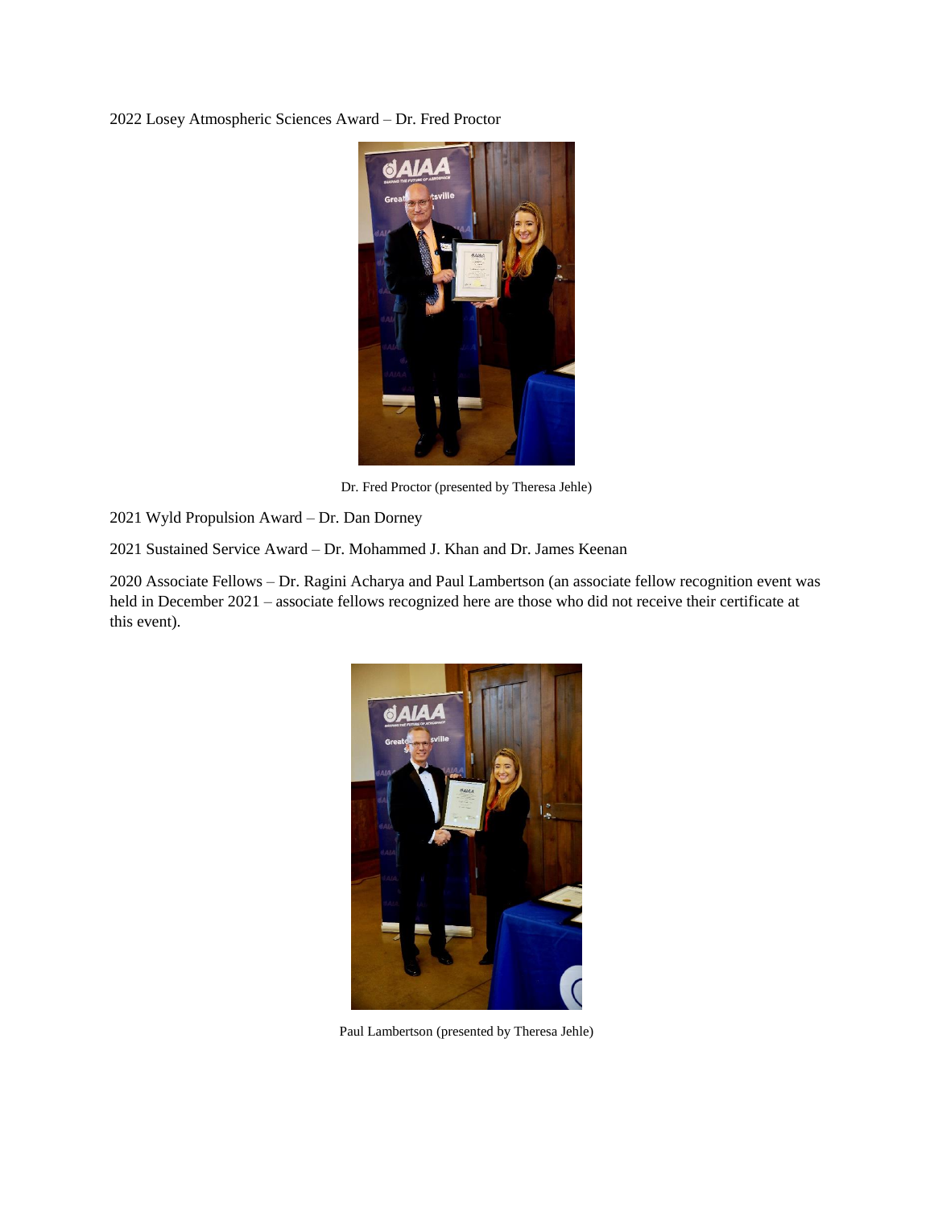2022 Losey Atmospheric Sciences Award – Dr. Fred Proctor

Dr. Fred Proctor (presented by Theresa Jehle)

2021 Wyld Propulsion Award – Dr. Dan Dorney

2021 Sustained Service Award – Dr. Mohammed J. Khan and Dr. James Keenan

2020 Associate Fellows – Dr. Ragini Acharya and Paul Lambertson (an associate fellow recognition event was held in December 2021 – associate fellows recognized here are those who did not receive their certificate at this event).

Paul Lambertson (presented by Theresa Jehle)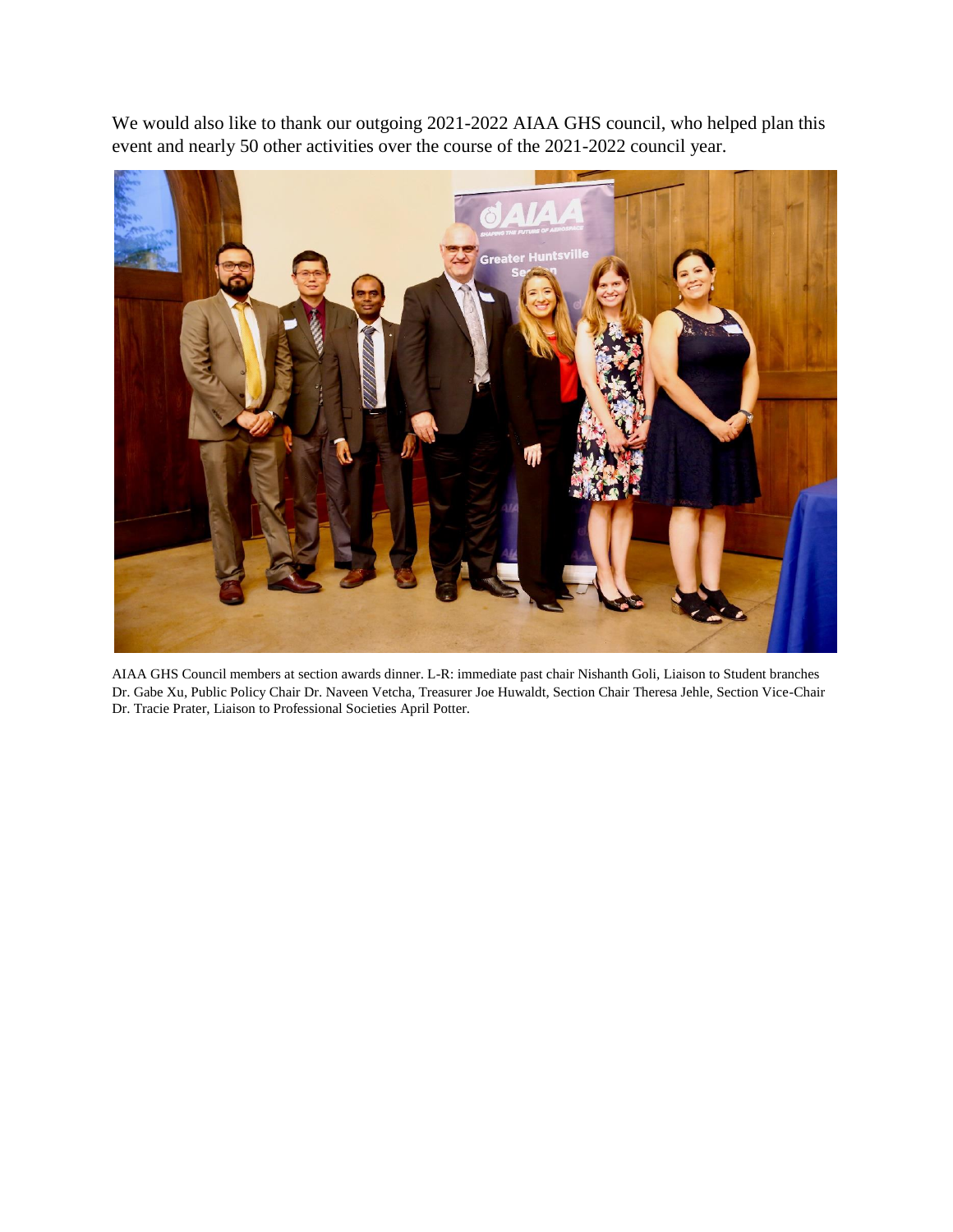We would also like to thank our outgoing 2021-2022 AIAA GHS council, who helped plan this event and nearly 50 other activities over the course of the 2021-2022 council year.

AIAA GHS Council members at section awards dinner. L-R: immediate past chair Nishanth Goli, Liaison to Student branches Dr. Gabe Xu, Public Policy Chair Dr. Naveen Vetcha, Treasurer Joe Huwaldt, Section Chair Theresa Jehle, Section Vice-Chair Dr. Tracie Prater, Liaison to Professional Societies April Potter.